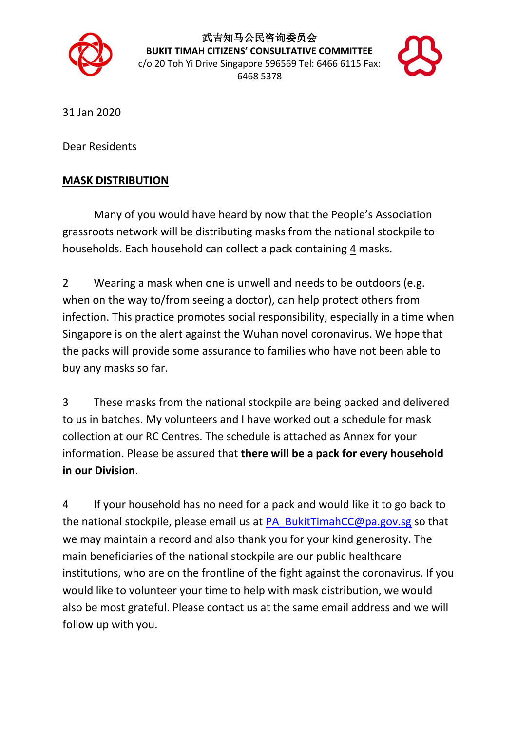武吉知马公民咨询委员会
**BUKIT TIMAH CITIZENS' CONSULTATIVE COMMITTEE**
c/o 20 Toh Yi Drive Singapore 596569 Tel: 6466 6115 Fax: 6468 5378

31 Jan 2020

Dear Residents

**MASK DISTRIBUTION**

Many of you would have heard by now that the People's Association grassroots network will be distributing masks from the national stockpile to households. Each household can collect a pack containing 4 masks.

2 Wearing a mask when one is unwell and needs to be outdoors (e.g. when on the way to/from seeing a doctor), can help protect others from infection. This practice promotes social responsibility, especially in a time when Singapore is on the alert against the Wuhan novel coronavirus. We hope that the packs will provide some assurance to families who have not been able to buy any masks so far.

3 These masks from the national stockpile are being packed and delivered to us in batches. My volunteers and I have worked out a schedule for mask collection at our RC Centres. The schedule is attached as Annex for your information. Please be assured that **there will be a pack for every household in our Division**.

4 If your household has no need for a pack and would like it to go back to the national stockpile, please email us at PA_BukitTimahCC@pa.gov.sg so that we may maintain a record and also thank you for your kind generosity. The main beneficiaries of the national stockpile are our public healthcare institutions, who are on the frontline of the fight against the coronavirus. If you would like to volunteer your time to help with mask distribution, we would also be most grateful. Please contact us at the same email address and we will follow up with you.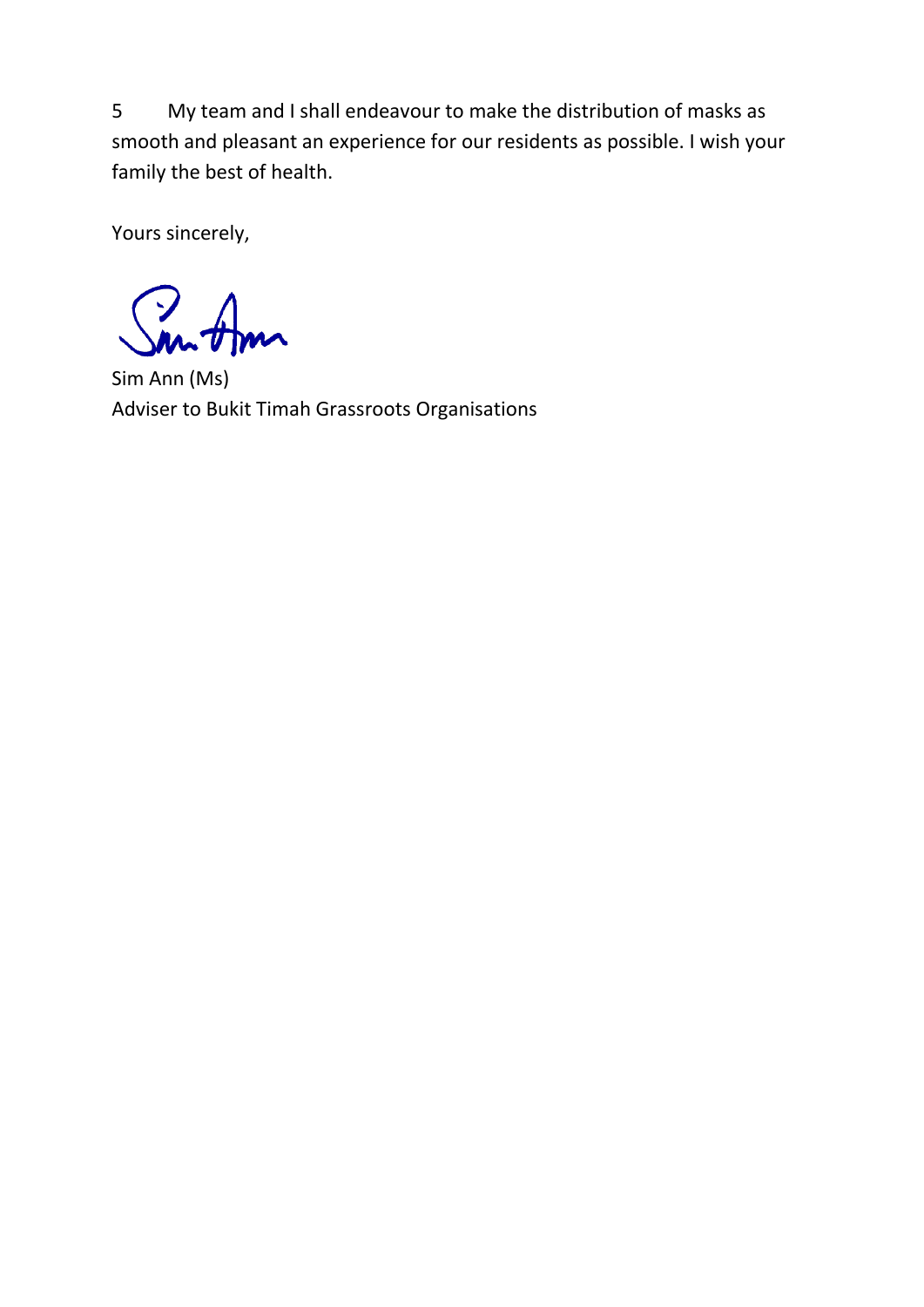5 My team and I shall endeavour to make the distribution of masks as smooth and pleasant an experience for our residents as possible. I wish your family the best of health.

Yours sincerely,

Sim Ann (Ms)
Adviser to Bukit Timah Grassroots Organisations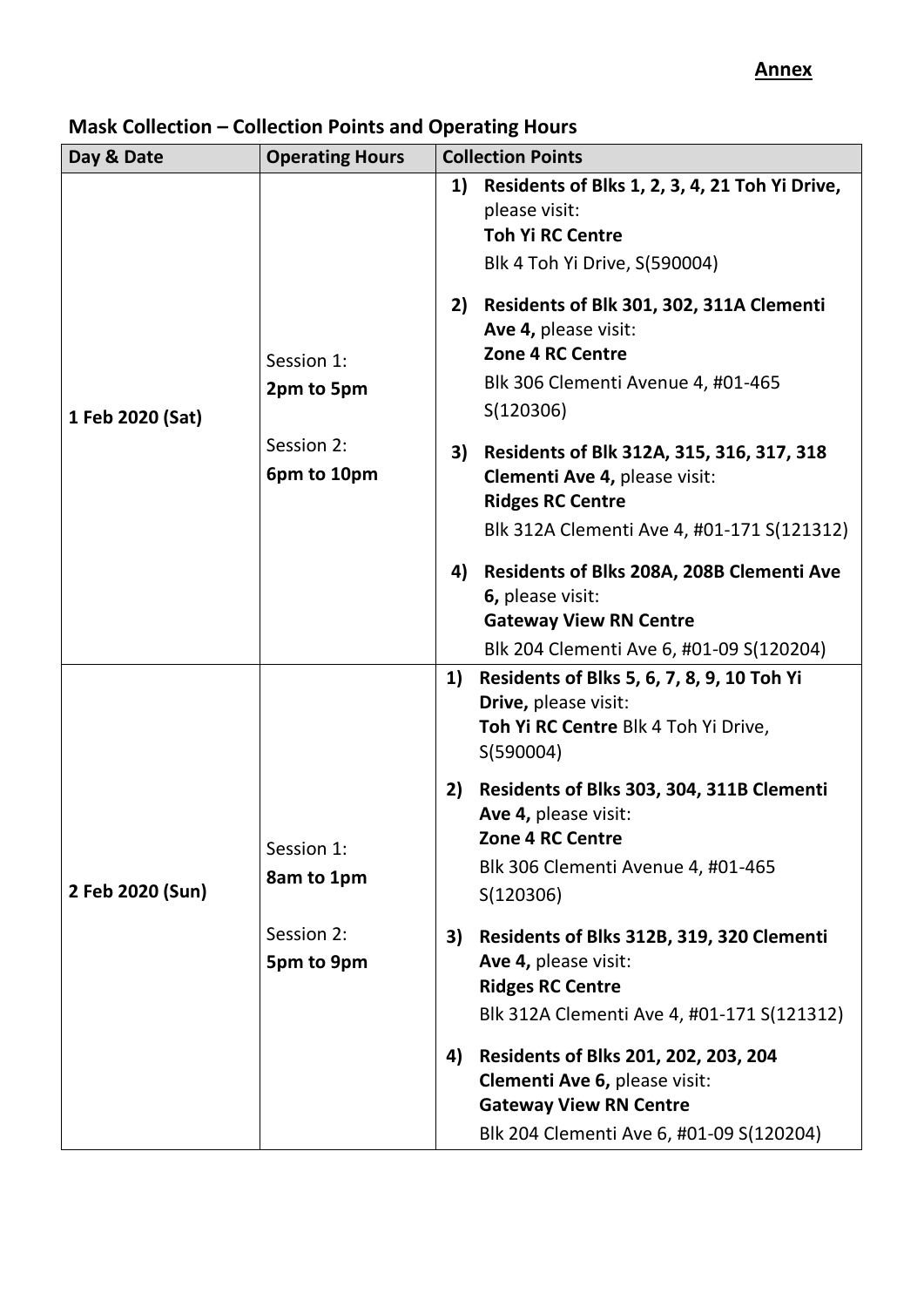**Annex**

**Mask Collection – Collection Points and Operating Hours**

| Day & Date | Operating Hours | Collection Points |
|---|---|---|
| **1 Feb 2020 (Sat)** | Session 1: **2pm to 5pm**<br><br>Session 2: **6pm to 10pm** | **1) Residents of Blks 1, 2, 3, 4, 21 Toh Yi Drive,** please visit: **Toh Yi RC Centre** Blk 4 Toh Yi Drive, S(590004)<br><br>**2) Residents of Blk 301, 302, 311A Clementi Ave 4,** please visit: **Zone 4 RC Centre** Blk 306 Clementi Avenue 4, #01-465 S(120306)<br><br>**3) Residents of Blk 312A, 315, 316, 317, 318 Clementi Ave 4,** please visit: **Ridges RC Centre** Blk 312A Clementi Ave 4, #01-171 S(121312)<br><br>**4) Residents of Blks 208A, 208B Clementi Ave 6,** please visit: **Gateway View RN Centre** Blk 204 Clementi Ave 6, #01-09 S(120204) |
| **2 Feb 2020 (Sun)** | Session 1: **8am to 1pm**<br><br>Session 2: **5pm to 9pm** | **1) Residents of Blks 5, 6, 7, 8, 9, 10 Toh Yi Drive,** please visit: **Toh Yi RC Centre** Blk 4 Toh Yi Drive, S(590004)<br><br>**2) Residents of Blks 303, 304, 311B Clementi Ave 4,** please visit: **Zone 4 RC Centre** Blk 306 Clementi Avenue 4, #01-465 S(120306)<br><br>**3) Residents of Blks 312B, 319, 320 Clementi Ave 4,** please visit: **Ridges RC Centre** Blk 312A Clementi Ave 4, #01-171 S(121312)<br><br>**4) Residents of Blks 201, 202, 203, 204 Clementi Ave 6,** please visit: **Gateway View RN Centre** Blk 204 Clementi Ave 6, #01-09 S(120204) |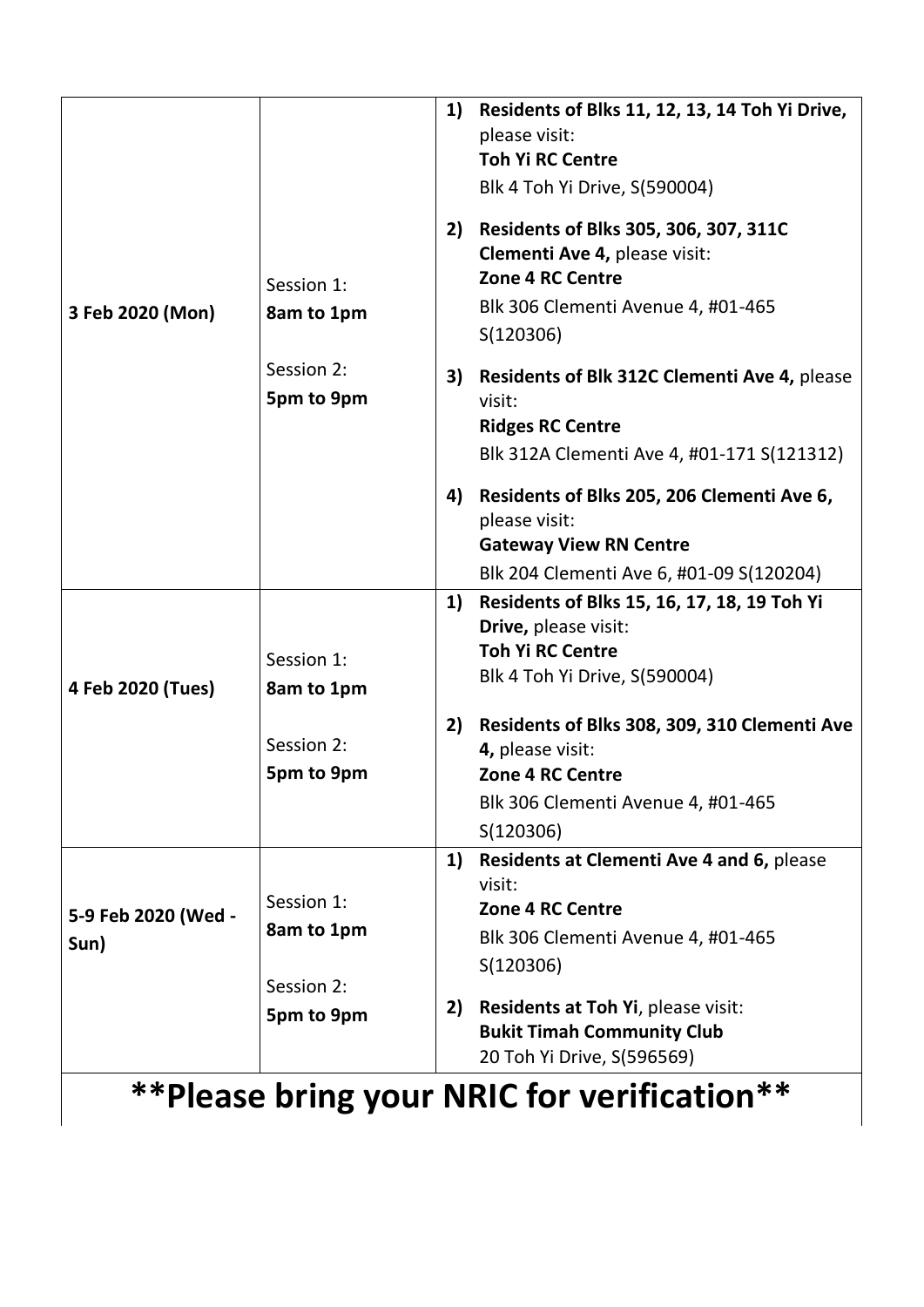| | | |
|---|---|---|
| **3 Feb 2020 (Mon)** | Session 1: **8am to 1pm** <br> Session 2: **5pm to 9pm** | 1) **Residents of Blks 11, 12, 13, 14 Toh Yi Drive,** please visit: **Toh Yi RC Centre** Blk 4 Toh Yi Drive, S(590004) <br> 2) **Residents of Blks 305, 306, 307, 311C Clementi Ave 4,** please visit: **Zone 4 RC Centre** Blk 306 Clementi Avenue 4, #01-465 S(120306) <br> 3) **Residents of Blk 312C Clementi Ave 4,** please visit: **Ridges RC Centre** Blk 312A Clementi Ave 4, #01-171 S(121312) <br> 4) **Residents of Blks 205, 206 Clementi Ave 6,** please visit: **Gateway View RN Centre** Blk 204 Clementi Ave 6, #01-09 S(120204) |
| **4 Feb 2020 (Tues)** | Session 1: **8am to 1pm** <br> Session 2: **5pm to 9pm** | 1) **Residents of Blks 15, 16, 17, 18, 19 Toh Yi Drive,** please visit: **Toh Yi RC Centre** Blk 4 Toh Yi Drive, S(590004) <br> 2) **Residents of Blks 308, 309, 310 Clementi Ave 4,** please visit: **Zone 4 RC Centre** Blk 306 Clementi Avenue 4, #01-465 S(120306) |
| **5-9 Feb 2020 (Wed - Sun)** | Session 1: **8am to 1pm** <br> Session 2: **5pm to 9pm** | 1) **Residents at Clementi Ave 4 and 6,** please visit: **Zone 4 RC Centre** Blk 306 Clementi Avenue 4, #01-465 S(120306) <br> 2) **Residents at Toh Yi**, please visit: **Bukit Timah Community Club** 20 Toh Yi Drive, S(596569) |

# **Please bring your NRIC for verification**